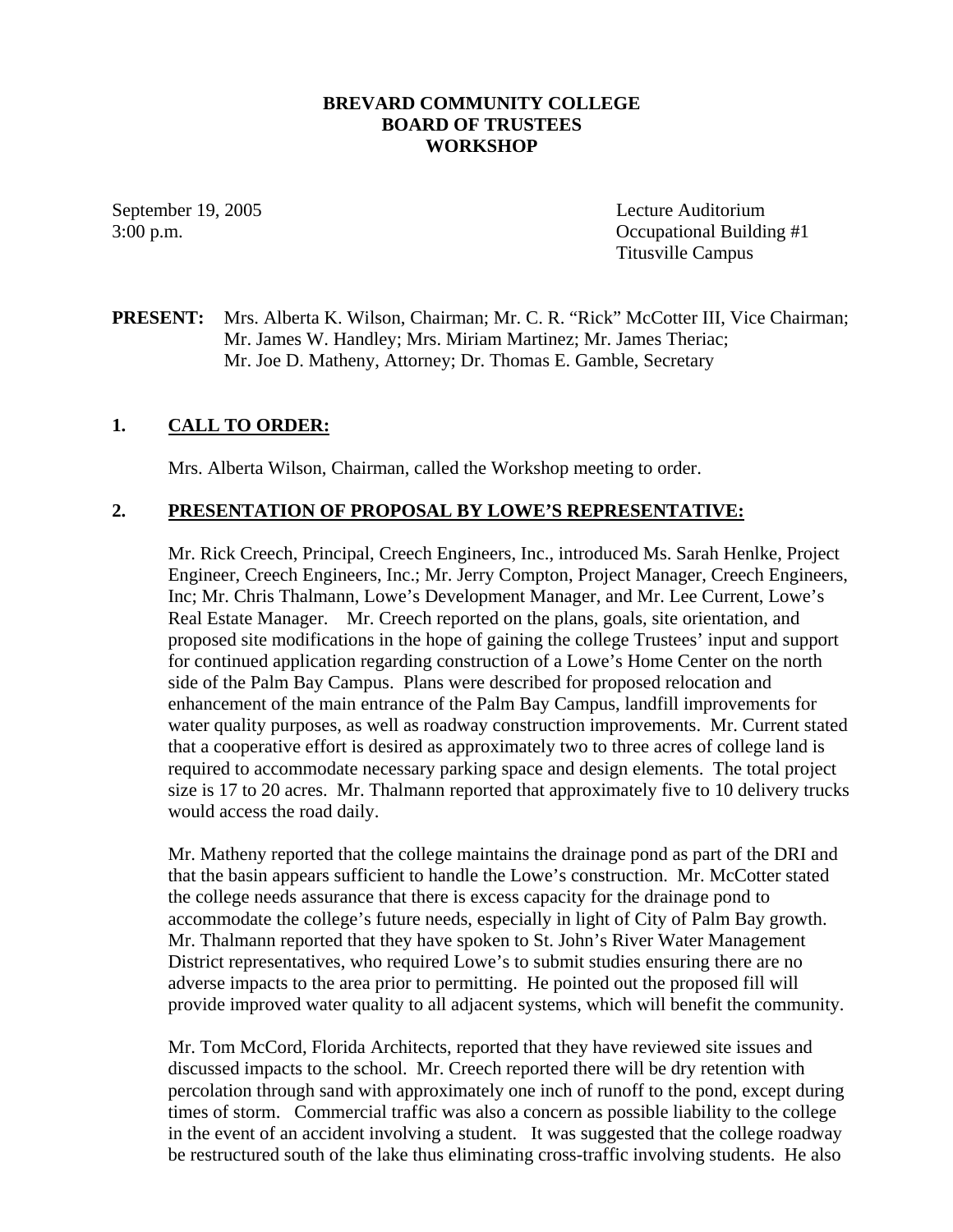**BREVARD COMMUNITY COLLEGE**
**BOARD OF TRUSTEES**
**WORKSHOP**

September 19, 2005
3:00 p.m.

Lecture Auditorium
Occupational Building #1
Titusville Campus

**PRESENT:** Mrs. Alberta K. Wilson, Chairman; Mr. C. R. "Rick" McCotter III, Vice Chairman; Mr. James W. Handley; Mrs. Miriam Martinez; Mr. James Theriac; Mr. Joe D. Matheny, Attorney; Dr. Thomas E. Gamble, Secretary

## 1. CALL TO ORDER:

Mrs. Alberta Wilson, Chairman, called the Workshop meeting to order.

## 2. PRESENTATION OF PROPOSAL BY LOWE'S REPRESENTATIVE:

Mr. Rick Creech, Principal, Creech Engineers, Inc., introduced Ms. Sarah Henlke, Project Engineer, Creech Engineers, Inc.; Mr. Jerry Compton, Project Manager, Creech Engineers, Inc; Mr. Chris Thalmann, Lowe's Development Manager, and Mr. Lee Current, Lowe's Real Estate Manager. Mr. Creech reported on the plans, goals, site orientation, and proposed site modifications in the hope of gaining the college Trustees' input and support for continued application regarding construction of a Lowe's Home Center on the north side of the Palm Bay Campus. Plans were described for proposed relocation and enhancement of the main entrance of the Palm Bay Campus, landfill improvements for water quality purposes, as well as roadway construction improvements. Mr. Current stated that a cooperative effort is desired as approximately two to three acres of college land is required to accommodate necessary parking space and design elements. The total project size is 17 to 20 acres. Mr. Thalmann reported that approximately five to 10 delivery trucks would access the road daily.

Mr. Matheny reported that the college maintains the drainage pond as part of the DRI and that the basin appears sufficient to handle the Lowe's construction. Mr. McCotter stated the college needs assurance that there is excess capacity for the drainage pond to accommodate the college's future needs, especially in light of City of Palm Bay growth. Mr. Thalmann reported that they have spoken to St. John's River Water Management District representatives, who required Lowe's to submit studies ensuring there are no adverse impacts to the area prior to permitting. He pointed out the proposed fill will provide improved water quality to all adjacent systems, which will benefit the community.

Mr. Tom McCord, Florida Architects, reported that they have reviewed site issues and discussed impacts to the school. Mr. Creech reported there will be dry retention with percolation through sand with approximately one inch of runoff to the pond, except during times of storm. Commercial traffic was also a concern as possible liability to the college in the event of an accident involving a student. It was suggested that the college roadway be restructured south of the lake thus eliminating cross-traffic involving students. He also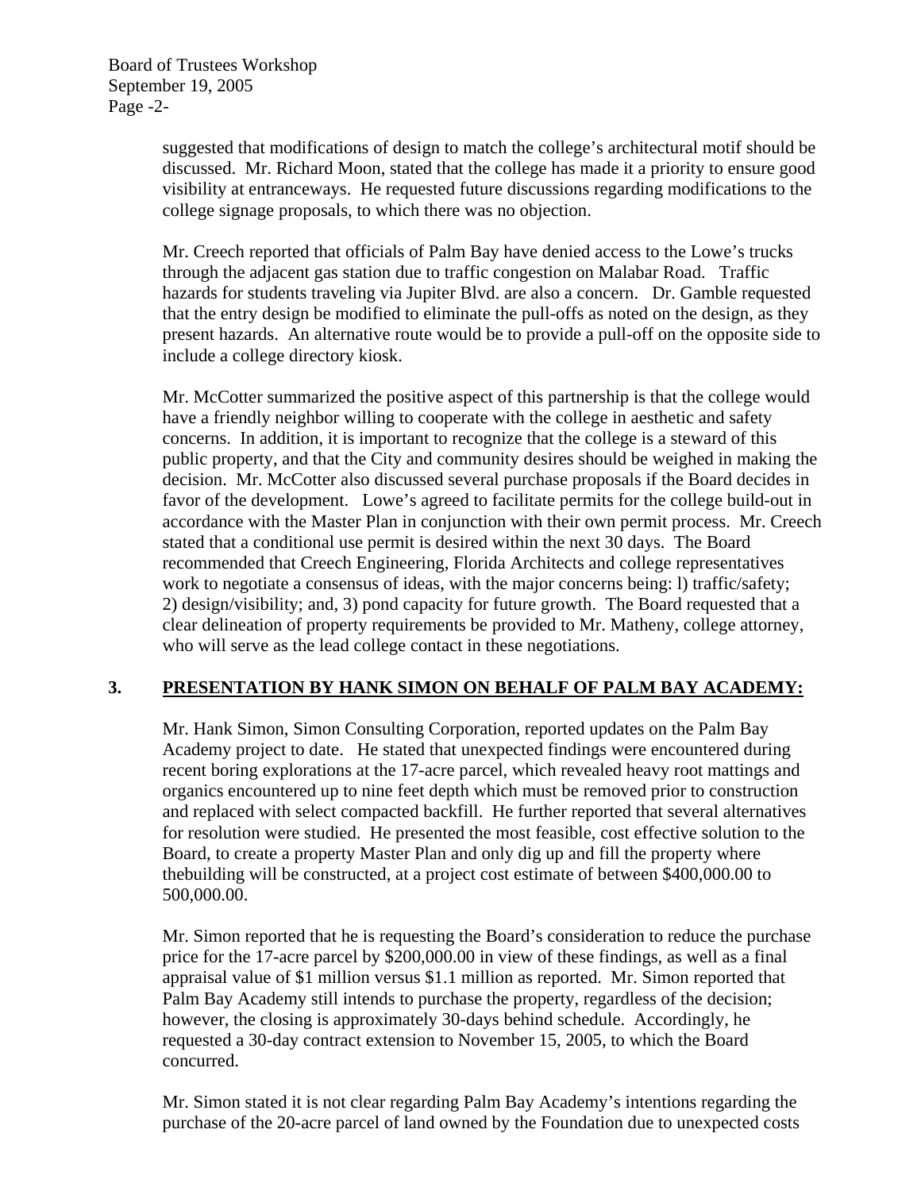suggested that modifications of design to match the college's architectural motif should be discussed. Mr. Richard Moon, stated that the college has made it a priority to ensure good visibility at entranceways. He requested future discussions regarding modifications to the college signage proposals, to which there was no objection.

Mr. Creech reported that officials of Palm Bay have denied access to the Lowe's trucks through the adjacent gas station due to traffic congestion on Malabar Road. Traffic hazards for students traveling via Jupiter Blvd. are also a concern. Dr. Gamble requested that the entry design be modified to eliminate the pull-offs as noted on the design, as they present hazards. An alternative route would be to provide a pull-off on the opposite side to include a college directory kiosk.

Mr. McCotter summarized the positive aspect of this partnership is that the college would have a friendly neighbor willing to cooperate with the college in aesthetic and safety concerns. In addition, it is important to recognize that the college is a steward of this public property, and that the City and community desires should be weighed in making the decision. Mr. McCotter also discussed several purchase proposals if the Board decides in favor of the development. Lowe's agreed to facilitate permits for the college build-out in accordance with the Master Plan in conjunction with their own permit process. Mr. Creech stated that a conditional use permit is desired within the next 30 days. The Board recommended that Creech Engineering, Florida Architects and college representatives work to negotiate a consensus of ideas, with the major concerns being: l) traffic/safety; 2) design/visibility; and, 3) pond capacity for future growth. The Board requested that a clear delineation of property requirements be provided to Mr. Matheny, college attorney, who will serve as the lead college contact in these negotiations.

## 3. PRESENTATION BY HANK SIMON ON BEHALF OF PALM BAY ACADEMY:

Mr. Hank Simon, Simon Consulting Corporation, reported updates on the Palm Bay Academy project to date. He stated that unexpected findings were encountered during recent boring explorations at the 17-acre parcel, which revealed heavy root mattings and organics encountered up to nine feet depth which must be removed prior to construction and replaced with select compacted backfill. He further reported that several alternatives for resolution were studied. He presented the most feasible, cost effective solution to the Board, to create a property Master Plan and only dig up and fill the property where thebuilding will be constructed, at a project cost estimate of between $400,000.00 to 500,000.00.

Mr. Simon reported that he is requesting the Board's consideration to reduce the purchase price for the 17-acre parcel by $200,000.00 in view of these findings, as well as a final appraisal value of $1 million versus $1.1 million as reported. Mr. Simon reported that Palm Bay Academy still intends to purchase the property, regardless of the decision; however, the closing is approximately 30-days behind schedule. Accordingly, he requested a 30-day contract extension to November 15, 2005, to which the Board concurred.

Mr. Simon stated it is not clear regarding Palm Bay Academy's intentions regarding the purchase of the 20-acre parcel of land owned by the Foundation due to unexpected costs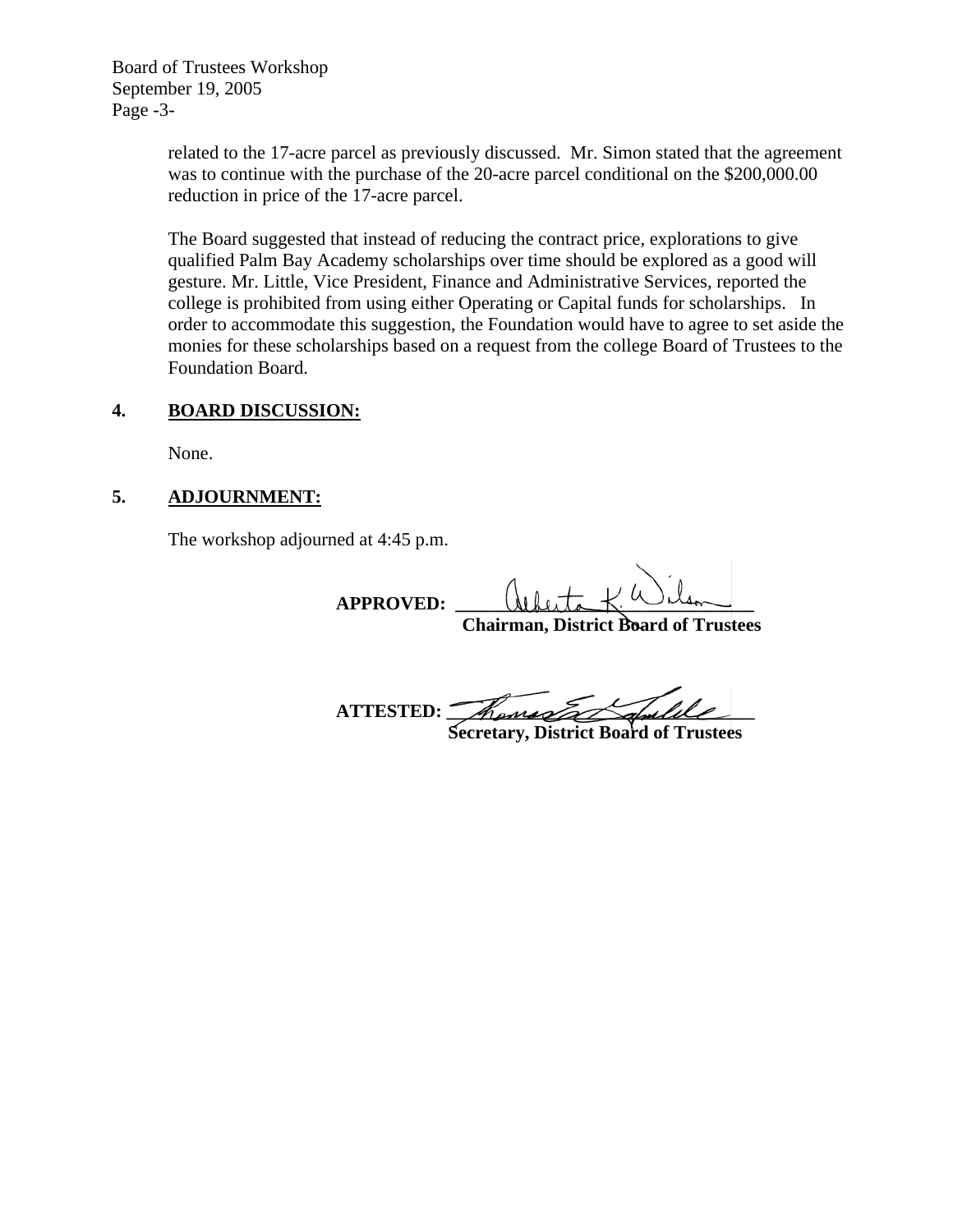related to the 17-acre parcel as previously discussed. Mr. Simon stated that the agreement was to continue with the purchase of the 20-acre parcel conditional on the $200,000.00 reduction in price of the 17-acre parcel.

The Board suggested that instead of reducing the contract price, explorations to give qualified Palm Bay Academy scholarships over time should be explored as a good will gesture. Mr. Little, Vice President, Finance and Administrative Services, reported the college is prohibited from using either Operating or Capital funds for scholarships. In order to accommodate this suggestion, the Foundation would have to agree to set aside the monies for these scholarships based on a request from the college Board of Trustees to the Foundation Board.

**4. BOARD DISCUSSION:**

None.

**5. ADJOURNMENT:**

The workshop adjourned at 4:45 p.m.

**APPROVED:** ______________________________
**Chairman, District Board of Trustees**

**ATTESTED:** ______________________________
**Secretary, District Board of Trustees**